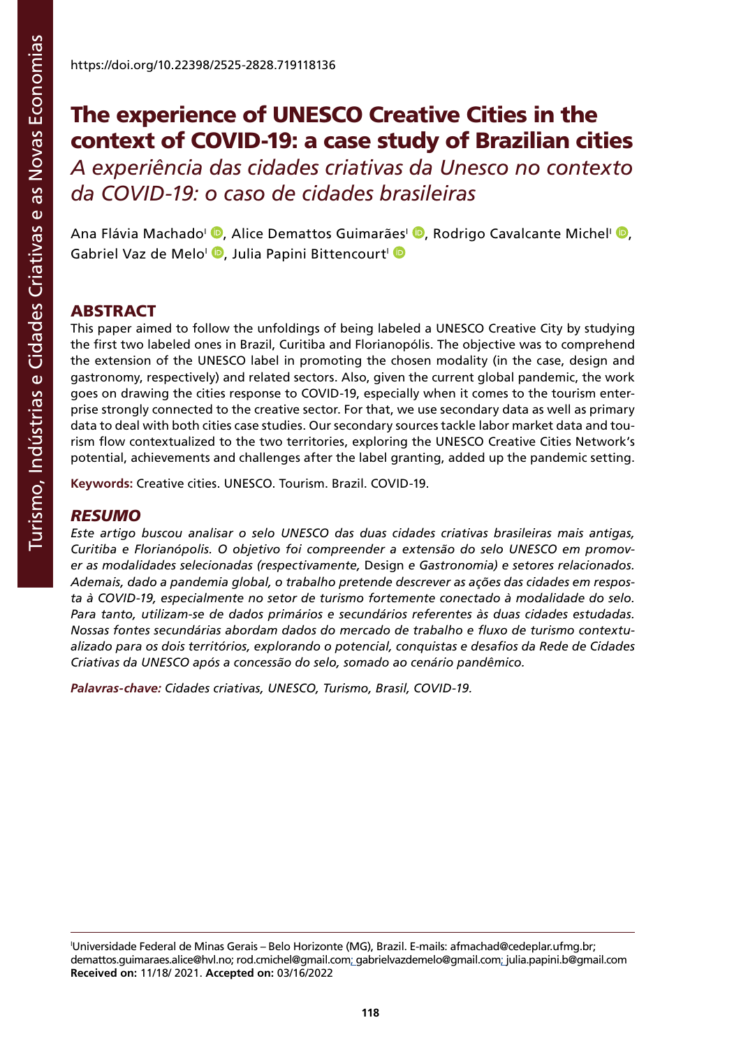https://doi.org/10.22398/2525-2828.719118136

# The experience of UNESCO Creative Cities in the context of COVID-19: a case study of Brazilian cities

## *A experiência das cidades criativas da Unesco no contexto da COVID-19: o caso de cidades brasileiras*

Ana Flávia Machado[I], Alice Demattos Guimarães[I], Rodrigo Cavalcante Michel[I], Gabriel Vaz de Melo[I], Julia Papini Bittencourt[I]

## ABSTRACT

This paper aimed to follow the unfoldings of being labeled a UNESCO Creative City by studying the first two labeled ones in Brazil, Curitiba and Florianopólis. The objective was to comprehend the extension of the UNESCO label in promoting the chosen modality (in the case, design and gastronomy, respectively) and related sectors. Also, given the current global pandemic, the work goes on drawing the cities response to COVID-19, especially when it comes to the tourism enterprise strongly connected to the creative sector. For that, we use secondary data as well as primary data to deal with both cities case studies. Our secondary sources tackle labor market data and tourism flow contextualized to the two territories, exploring the UNESCO Creative Cities Network's potential, achievements and challenges after the label granting, added up the pandemic setting.

**Keywords:** Creative cities. UNESCO. Tourism. Brazil. COVID-19.

## *RESUMO*

*Este artigo buscou analisar o selo UNESCO das duas cidades criativas brasileiras mais antigas, Curitiba e Florianópolis. O objetivo foi compreender a extensão do selo UNESCO em promover as modalidades selecionadas (respectivamente,* Design *e Gastronomia) e setores relacionados. Ademais, dado a pandemia global, o trabalho pretende descrever as ações das cidades em resposta à COVID-19, especialmente no setor de turismo fortemente conectado à modalidade do selo. Para tanto, utilizam-se de dados primários e secundários referentes às duas cidades estudadas. Nossas fontes secundárias abordam dados do mercado de trabalho e fluxo de turismo contextualizado para os dois territórios, explorando o potencial, conquistas e desafios da Rede de Cidades Criativas da UNESCO após a concessão do selo, somado ao cenário pandêmico.*

***Palavras-chave:*** *Cidades criativas, UNESCO, Turismo, Brasil, COVID-19.*

---

[I]Universidade Federal de Minas Gerais – Belo Horizonte (MG), Brazil. E-mails: afmachad@cedeplar.ufmg.br; demattos.guimaraes.alice@hvl.no; rod.cmichel@gmail.com; gabrielvazdemelo@gmail.com; julia.papini.b@gmail.com
**Received on:** 11/18/ 2021. **Accepted on:** 03/16/2022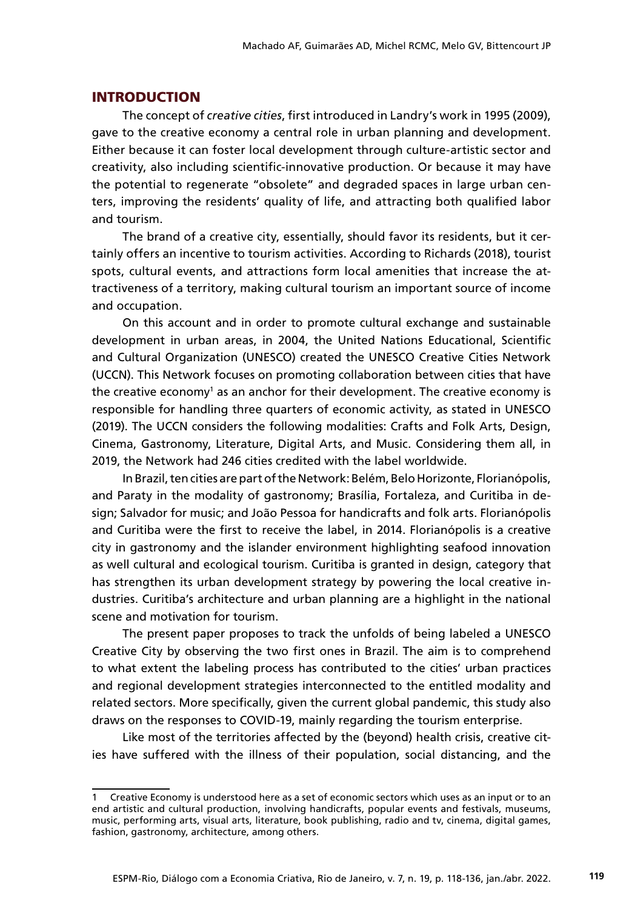## INTRODUCTION

The concept of *creative cities*, first introduced in Landry's work in 1995 (2009), gave to the creative economy a central role in urban planning and development. Either because it can foster local development through culture-artistic sector and creativity, also including scientific-innovative production. Or because it may have the potential to regenerate "obsolete" and degraded spaces in large urban centers, improving the residents' quality of life, and attracting both qualified labor and tourism.

The brand of a creative city, essentially, should favor its residents, but it certainly offers an incentive to tourism activities. According to Richards (2018), tourist spots, cultural events, and attractions form local amenities that increase the attractiveness of a territory, making cultural tourism an important source of income and occupation.

On this account and in order to promote cultural exchange and sustainable development in urban areas, in 2004, the United Nations Educational, Scientific and Cultural Organization (UNESCO) created the UNESCO Creative Cities Network (UCCN). This Network focuses on promoting collaboration between cities that have the creative economy[1] as an anchor for their development. The creative economy is responsible for handling three quarters of economic activity, as stated in UNESCO (2019). The UCCN considers the following modalities: Crafts and Folk Arts, Design, Cinema, Gastronomy, Literature, Digital Arts, and Music. Considering them all, in 2019, the Network had 246 cities credited with the label worldwide.

In Brazil, ten cities are part of the Network: Belém, Belo Horizonte, Florianópolis, and Paraty in the modality of gastronomy; Brasília, Fortaleza, and Curitiba in design; Salvador for music; and João Pessoa for handicrafts and folk arts. Florianópolis and Curitiba were the first to receive the label, in 2014. Florianópolis is a creative city in gastronomy and the islander environment highlighting seafood innovation as well cultural and ecological tourism. Curitiba is granted in design, category that has strengthen its urban development strategy by powering the local creative industries. Curitiba's architecture and urban planning are a highlight in the national scene and motivation for tourism.

The present paper proposes to track the unfolds of being labeled a UNESCO Creative City by observing the two first ones in Brazil. The aim is to comprehend to what extent the labeling process has contributed to the cities' urban practices and regional development strategies interconnected to the entitled modality and related sectors. More specifically, given the current global pandemic, this study also draws on the responses to COVID-19, mainly regarding the tourism enterprise.

Like most of the territories affected by the (beyond) health crisis, creative cities have suffered with the illness of their population, social distancing, and the

---

[1] Creative Economy is understood here as a set of economic sectors which uses as an input or to an end artistic and cultural production, involving handicrafts, popular events and festivals, museums, music, performing arts, visual arts, literature, book publishing, radio and tv, cinema, digital games, fashion, gastronomy, architecture, among others.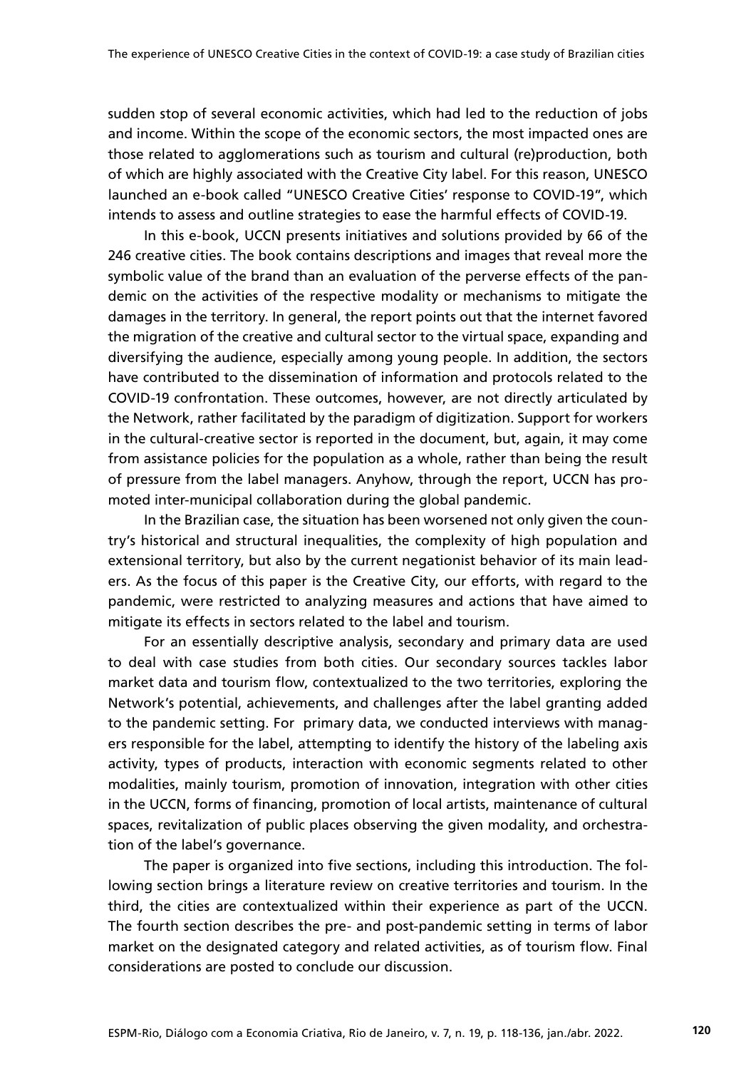sudden stop of several economic activities, which had led to the reduction of jobs and income. Within the scope of the economic sectors, the most impacted ones are those related to agglomerations such as tourism and cultural (re)production, both of which are highly associated with the Creative City label. For this reason, UNESCO launched an e-book called "UNESCO Creative Cities' response to COVID-19", which intends to assess and outline strategies to ease the harmful effects of COVID-19.

In this e-book, UCCN presents initiatives and solutions provided by 66 of the 246 creative cities. The book contains descriptions and images that reveal more the symbolic value of the brand than an evaluation of the perverse effects of the pandemic on the activities of the respective modality or mechanisms to mitigate the damages in the territory. In general, the report points out that the internet favored the migration of the creative and cultural sector to the virtual space, expanding and diversifying the audience, especially among young people. In addition, the sectors have contributed to the dissemination of information and protocols related to the COVID-19 confrontation. These outcomes, however, are not directly articulated by the Network, rather facilitated by the paradigm of digitization. Support for workers in the cultural-creative sector is reported in the document, but, again, it may come from assistance policies for the population as a whole, rather than being the result of pressure from the label managers. Anyhow, through the report, UCCN has promoted inter-municipal collaboration during the global pandemic.

In the Brazilian case, the situation has been worsened not only given the country's historical and structural inequalities, the complexity of high population and extensional territory, but also by the current negationist behavior of its main leaders. As the focus of this paper is the Creative City, our efforts, with regard to the pandemic, were restricted to analyzing measures and actions that have aimed to mitigate its effects in sectors related to the label and tourism.

For an essentially descriptive analysis, secondary and primary data are used to deal with case studies from both cities. Our secondary sources tackles labor market data and tourism flow, contextualized to the two territories, exploring the Network's potential, achievements, and challenges after the label granting added to the pandemic setting. For primary data, we conducted interviews with managers responsible for the label, attempting to identify the history of the labeling axis activity, types of products, interaction with economic segments related to other modalities, mainly tourism, promotion of innovation, integration with other cities in the UCCN, forms of financing, promotion of local artists, maintenance of cultural spaces, revitalization of public places observing the given modality, and orchestration of the label's governance.

The paper is organized into five sections, including this introduction. The following section brings a literature review on creative territories and tourism. In the third, the cities are contextualized within their experience as part of the UCCN. The fourth section describes the pre- and post-pandemic setting in terms of labor market on the designated category and related activities, as of tourism flow. Final considerations are posted to conclude our discussion.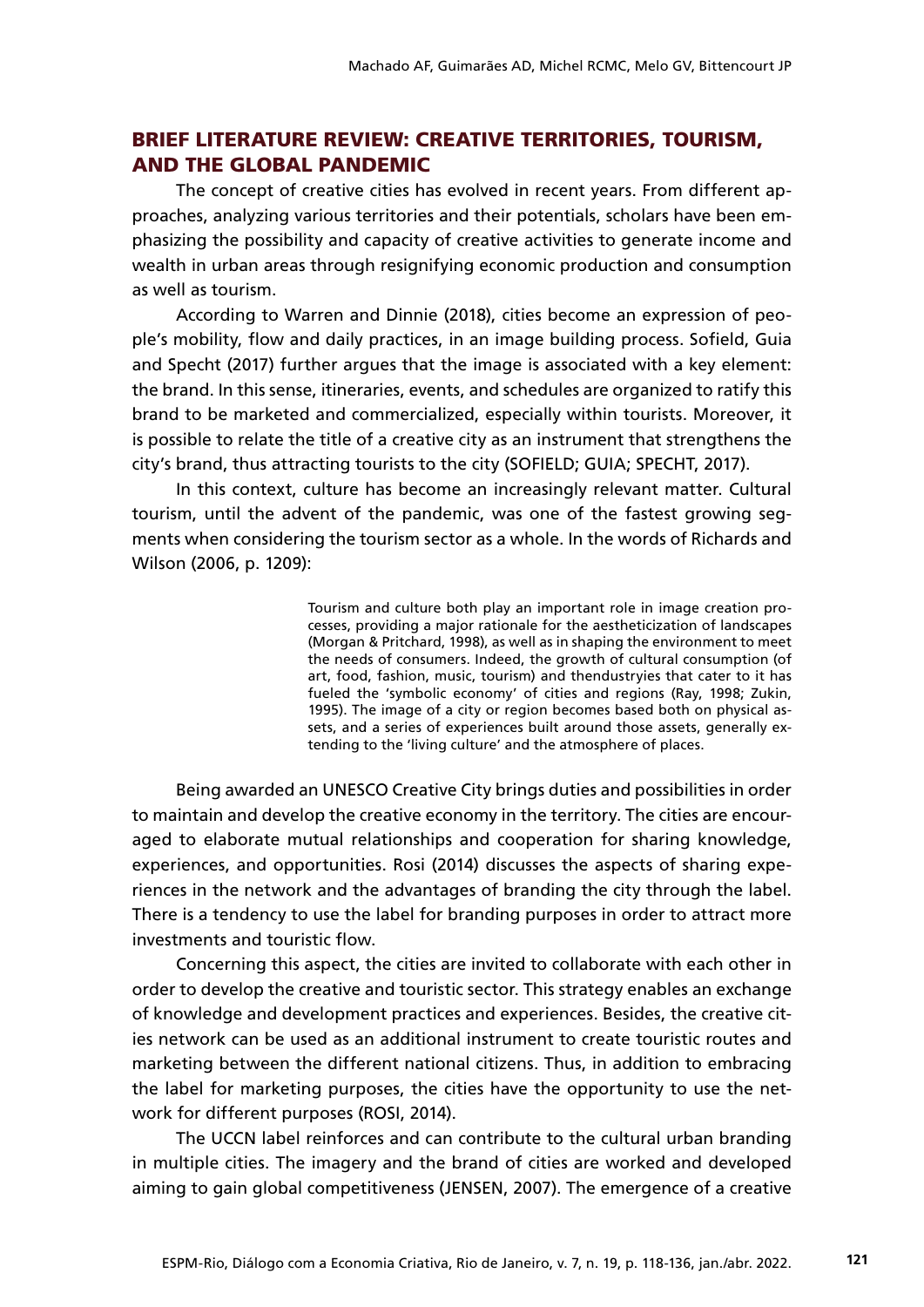## BRIEF LITERATURE REVIEW: CREATIVE TERRITORIES, TOURISM, AND THE GLOBAL PANDEMIC

The concept of creative cities has evolved in recent years. From different approaches, analyzing various territories and their potentials, scholars have been emphasizing the possibility and capacity of creative activities to generate income and wealth in urban areas through resignifying economic production and consumption as well as tourism.

According to Warren and Dinnie (2018), cities become an expression of people's mobility, flow and daily practices, in an image building process. Sofield, Guia and Specht (2017) further argues that the image is associated with a key element: the brand. In this sense, itineraries, events, and schedules are organized to ratify this brand to be marketed and commercialized, especially within tourists. Moreover, it is possible to relate the title of a creative city as an instrument that strengthens the city's brand, thus attracting tourists to the city (SOFIELD; GUIA; SPECHT, 2017).

In this context, culture has become an increasingly relevant matter. Cultural tourism, until the advent of the pandemic, was one of the fastest growing segments when considering the tourism sector as a whole. In the words of Richards and Wilson (2006, p. 1209):

> Tourism and culture both play an important role in image creation processes, providing a major rationale for the aestheticization of landscapes (Morgan & Pritchard, 1998), as well as in shaping the environment to meet the needs of consumers. Indeed, the growth of cultural consumption (of art, food, fashion, music, tourism) and thendustryies that cater to it has fueled the 'symbolic economy' of cities and regions (Ray, 1998; Zukin, 1995). The image of a city or region becomes based both on physical assets, and a series of experiences built around those assets, generally extending to the 'living culture' and the atmosphere of places.

Being awarded an UNESCO Creative City brings duties and possibilities in order to maintain and develop the creative economy in the territory. The cities are encouraged to elaborate mutual relationships and cooperation for sharing knowledge, experiences, and opportunities. Rosi (2014) discusses the aspects of sharing experiences in the network and the advantages of branding the city through the label. There is a tendency to use the label for branding purposes in order to attract more investments and touristic flow.

Concerning this aspect, the cities are invited to collaborate with each other in order to develop the creative and touristic sector. This strategy enables an exchange of knowledge and development practices and experiences. Besides, the creative cities network can be used as an additional instrument to create touristic routes and marketing between the different national citizens. Thus, in addition to embracing the label for marketing purposes, the cities have the opportunity to use the network for different purposes (ROSI, 2014).

The UCCN label reinforces and can contribute to the cultural urban branding in multiple cities. The imagery and the brand of cities are worked and developed aiming to gain global competitiveness (JENSEN, 2007). The emergence of a creative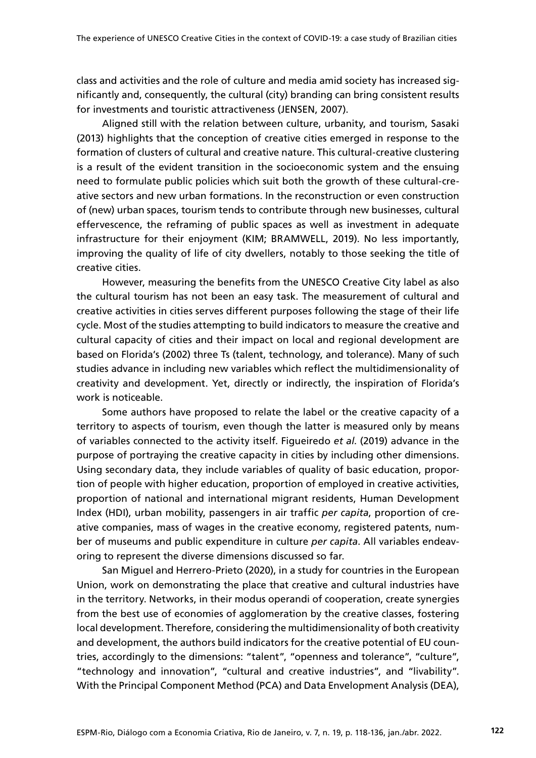class and activities and the role of culture and media amid society has increased significantly and, consequently, the cultural (city) branding can bring consistent results for investments and touristic attractiveness (JENSEN, 2007).

Aligned still with the relation between culture, urbanity, and tourism, Sasaki (2013) highlights that the conception of creative cities emerged in response to the formation of clusters of cultural and creative nature. This cultural-creative clustering is a result of the evident transition in the socioeconomic system and the ensuing need to formulate public policies which suit both the growth of these cultural-creative sectors and new urban formations. In the reconstruction or even construction of (new) urban spaces, tourism tends to contribute through new businesses, cultural effervescence, the reframing of public spaces as well as investment in adequate infrastructure for their enjoyment (KIM; BRAMWELL, 2019). No less importantly, improving the quality of life of city dwellers, notably to those seeking the title of creative cities.

However, measuring the benefits from the UNESCO Creative City label as also the cultural tourism has not been an easy task. The measurement of cultural and creative activities in cities serves different purposes following the stage of their life cycle. Most of the studies attempting to build indicators to measure the creative and cultural capacity of cities and their impact on local and regional development are based on Florida's (2002) three Ts (talent, technology, and tolerance). Many of such studies advance in including new variables which reflect the multidimensionality of creativity and development. Yet, directly or indirectly, the inspiration of Florida's work is noticeable.

Some authors have proposed to relate the label or the creative capacity of a territory to aspects of tourism, even though the latter is measured only by means of variables connected to the activity itself. Figueiredo *et al*. (2019) advance in the purpose of portraying the creative capacity in cities by including other dimensions. Using secondary data, they include variables of quality of basic education, proportion of people with higher education, proportion of employed in creative activities, proportion of national and international migrant residents, Human Development Index (HDI), urban mobility, passengers in air traffic *per capita*, proportion of creative companies, mass of wages in the creative economy, registered patents, number of museums and public expenditure in culture *per capita*. All variables endeavoring to represent the diverse dimensions discussed so far.

San Miguel and Herrero-Prieto (2020), in a study for countries in the European Union, work on demonstrating the place that creative and cultural industries have in the territory. Networks, in their modus operandi of cooperation, create synergies from the best use of economies of agglomeration by the creative classes, fostering local development. Therefore, considering the multidimensionality of both creativity and development, the authors build indicators for the creative potential of EU countries, accordingly to the dimensions: "talent", "openness and tolerance", "culture", "technology and innovation", "cultural and creative industries", and "livability". With the Principal Component Method (PCA) and Data Envelopment Analysis (DEA),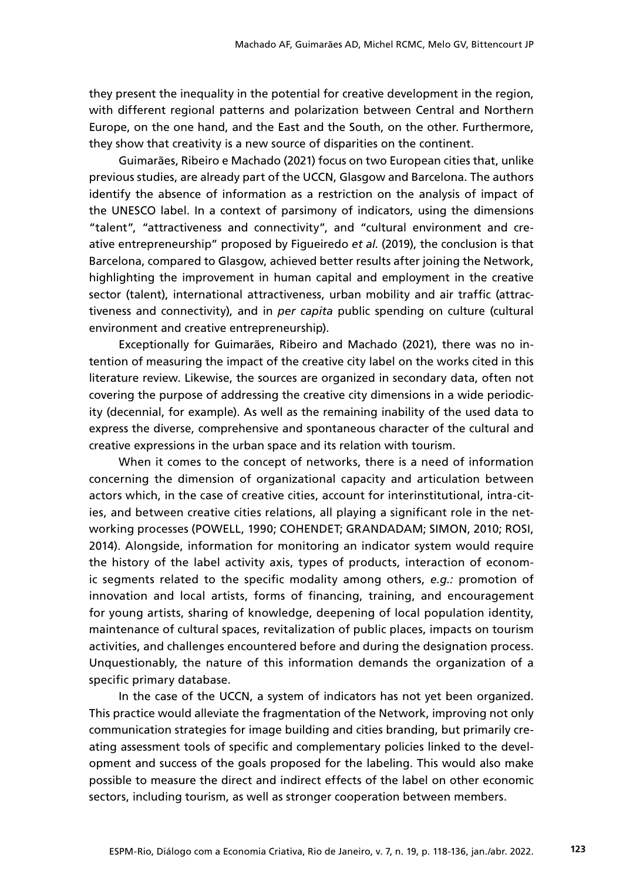they present the inequality in the potential for creative development in the region, with different regional patterns and polarization between Central and Northern Europe, on the one hand, and the East and the South, on the other. Furthermore, they show that creativity is a new source of disparities on the continent.

Guimarães, Ribeiro e Machado (2021) focus on two European cities that, unlike previous studies, are already part of the UCCN, Glasgow and Barcelona. The authors identify the absence of information as a restriction on the analysis of impact of the UNESCO label. In a context of parsimony of indicators, using the dimensions "talent", "attractiveness and connectivity", and "cultural environment and creative entrepreneurship" proposed by Figueiredo *et al.* (2019), the conclusion is that Barcelona, compared to Glasgow, achieved better results after joining the Network, highlighting the improvement in human capital and employment in the creative sector (talent), international attractiveness, urban mobility and air traffic (attractiveness and connectivity), and in *per capita* public spending on culture (cultural environment and creative entrepreneurship).

Exceptionally for Guimarães, Ribeiro and Machado (2021), there was no intention of measuring the impact of the creative city label on the works cited in this literature review. Likewise, the sources are organized in secondary data, often not covering the purpose of addressing the creative city dimensions in a wide periodicity (decennial, for example). As well as the remaining inability of the used data to express the diverse, comprehensive and spontaneous character of the cultural and creative expressions in the urban space and its relation with tourism.

When it comes to the concept of networks, there is a need of information concerning the dimension of organizational capacity and articulation between actors which, in the case of creative cities, account for interinstitutional, intra-cities, and between creative cities relations, all playing a significant role in the networking processes (POWELL, 1990; COHENDET; GRANDADAM; SIMON, 2010; ROSI, 2014). Alongside, information for monitoring an indicator system would require the history of the label activity axis, types of products, interaction of economic segments related to the specific modality among others, *e.g.:* promotion of innovation and local artists, forms of financing, training, and encouragement for young artists, sharing of knowledge, deepening of local population identity, maintenance of cultural spaces, revitalization of public places, impacts on tourism activities, and challenges encountered before and during the designation process. Unquestionably, the nature of this information demands the organization of a specific primary database.

In the case of the UCCN, a system of indicators has not yet been organized. This practice would alleviate the fragmentation of the Network, improving not only communication strategies for image building and cities branding, but primarily creating assessment tools of specific and complementary policies linked to the development and success of the goals proposed for the labeling. This would also make possible to measure the direct and indirect effects of the label on other economic sectors, including tourism, as well as stronger cooperation between members.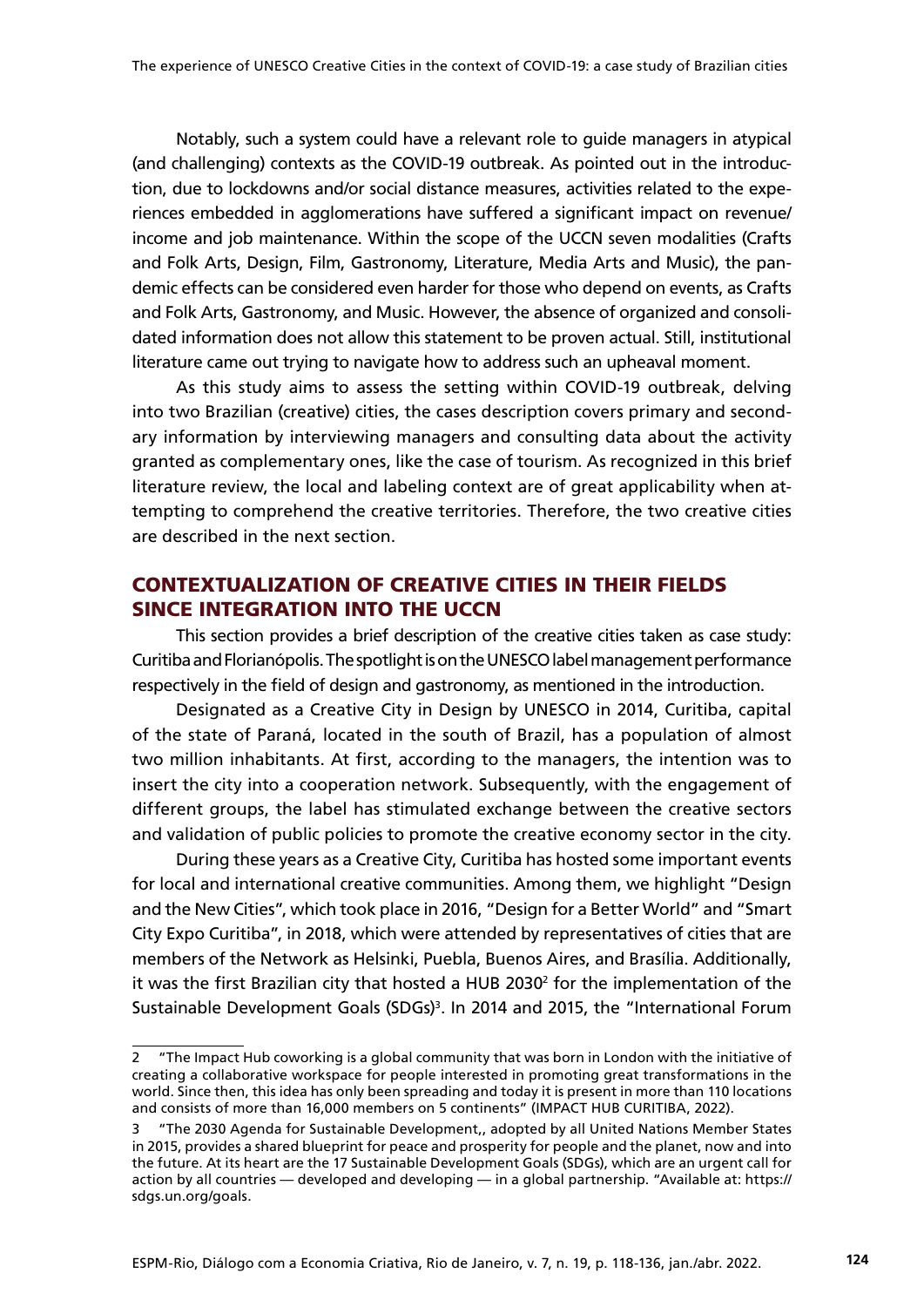Notably, such a system could have a relevant role to guide managers in atypical (and challenging) contexts as the COVID-19 outbreak. As pointed out in the introduction, due to lockdowns and/or social distance measures, activities related to the experiences embedded in agglomerations have suffered a significant impact on revenue/ income and job maintenance. Within the scope of the UCCN seven modalities (Crafts and Folk Arts, Design, Film, Gastronomy, Literature, Media Arts and Music), the pandemic effects can be considered even harder for those who depend on events, as Crafts and Folk Arts, Gastronomy, and Music. However, the absence of organized and consolidated information does not allow this statement to be proven actual. Still, institutional literature came out trying to navigate how to address such an upheaval moment.

As this study aims to assess the setting within COVID-19 outbreak, delving into two Brazilian (creative) cities, the cases description covers primary and secondary information by interviewing managers and consulting data about the activity granted as complementary ones, like the case of tourism. As recognized in this brief literature review, the local and labeling context are of great applicability when attempting to comprehend the creative territories. Therefore, the two creative cities are described in the next section.

## CONTEXTUALIZATION OF CREATIVE CITIES IN THEIR FIELDS SINCE INTEGRATION INTO THE UCCN

This section provides a brief description of the creative cities taken as case study: Curitiba and Florianópolis. The spotlight is on the UNESCO label management performance respectively in the field of design and gastronomy, as mentioned in the introduction.

Designated as a Creative City in Design by UNESCO in 2014, Curitiba, capital of the state of Paraná, located in the south of Brazil, has a population of almost two million inhabitants. At first, according to the managers, the intention was to insert the city into a cooperation network. Subsequently, with the engagement of different groups, the label has stimulated exchange between the creative sectors and validation of public policies to promote the creative economy sector in the city.

During these years as a Creative City, Curitiba has hosted some important events for local and international creative communities. Among them, we highlight "Design and the New Cities", which took place in 2016, "Design for a Better World" and "Smart City Expo Curitiba", in 2018, which were attended by representatives of cities that are members of the Network as Helsinki, Puebla, Buenos Aires, and Brasília. Additionally, it was the first Brazilian city that hosted a HUB 2030[2] for the implementation of the Sustainable Development Goals (SDGs)[3]. In 2014 and 2015, the "International Forum

---

2 "The Impact Hub coworking is a global community that was born in London with the initiative of creating a collaborative workspace for people interested in promoting great transformations in the world. Since then, this idea has only been spreading and today it is present in more than 110 locations and consists of more than 16,000 members on 5 continents" (IMPACT HUB CURITIBA, 2022).

3 "The 2030 Agenda for Sustainable Development,, adopted by all United Nations Member States in 2015, provides a shared blueprint for peace and prosperity for people and the planet, now and into the future. At its heart are the 17 Sustainable Development Goals (SDGs), which are an urgent call for action by all countries — developed and developing — in a global partnership. "Available at: https://sdgs.un.org/goals.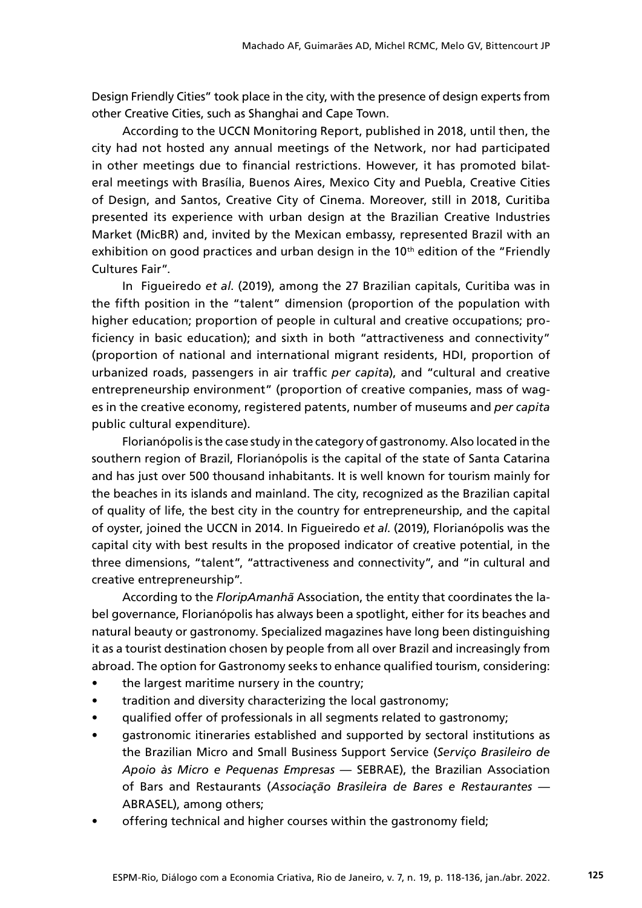Design Friendly Cities" took place in the city, with the presence of design experts from other Creative Cities, such as Shanghai and Cape Town.

According to the UCCN Monitoring Report, published in 2018, until then, the city had not hosted any annual meetings of the Network, nor had participated in other meetings due to financial restrictions. However, it has promoted bilateral meetings with Brasília, Buenos Aires, Mexico City and Puebla, Creative Cities of Design, and Santos, Creative City of Cinema. Moreover, still in 2018, Curitiba presented its experience with urban design at the Brazilian Creative Industries Market (MicBR) and, invited by the Mexican embassy, represented Brazil with an exhibition on good practices and urban design in the 10th edition of the "Friendly Cultures Fair".

In Figueiredo *et al*. (2019), among the 27 Brazilian capitals, Curitiba was in the fifth position in the "talent" dimension (proportion of the population with higher education; proportion of people in cultural and creative occupations; proficiency in basic education); and sixth in both "attractiveness and connectivity" (proportion of national and international migrant residents, HDI, proportion of urbanized roads, passengers in air traffic *per capita*), and "cultural and creative entrepreneurship environment" (proportion of creative companies, mass of wages in the creative economy, registered patents, number of museums and *per capita* public cultural expenditure).

Florianópolis is the case study in the category of gastronomy. Also located in the southern region of Brazil, Florianópolis is the capital of the state of Santa Catarina and has just over 500 thousand inhabitants. It is well known for tourism mainly for the beaches in its islands and mainland. The city, recognized as the Brazilian capital of quality of life, the best city in the country for entrepreneurship, and the capital of oyster, joined the UCCN in 2014. In Figueiredo *et al*. (2019), Florianópolis was the capital city with best results in the proposed indicator of creative potential, in the three dimensions, "talent", "attractiveness and connectivity", and "in cultural and creative entrepreneurship".

According to the *FloripAmanhã* Association, the entity that coordinates the label governance, Florianópolis has always been a spotlight, either for its beaches and natural beauty or gastronomy. Specialized magazines have long been distinguishing it as a tourist destination chosen by people from all over Brazil and increasingly from abroad. The option for Gastronomy seeks to enhance qualified tourism, considering:

- the largest maritime nursery in the country;
- tradition and diversity characterizing the local gastronomy;
- qualified offer of professionals in all segments related to gastronomy;
- gastronomic itineraries established and supported by sectoral institutions as the Brazilian Micro and Small Business Support Service (*Serviço Brasileiro de Apoio às Micro e Pequenas Empresas* — SEBRAE), the Brazilian Association of Bars and Restaurants (*Associação Brasileira de Bares e Restaurantes* — ABRASEL), among others;
- offering technical and higher courses within the gastronomy field;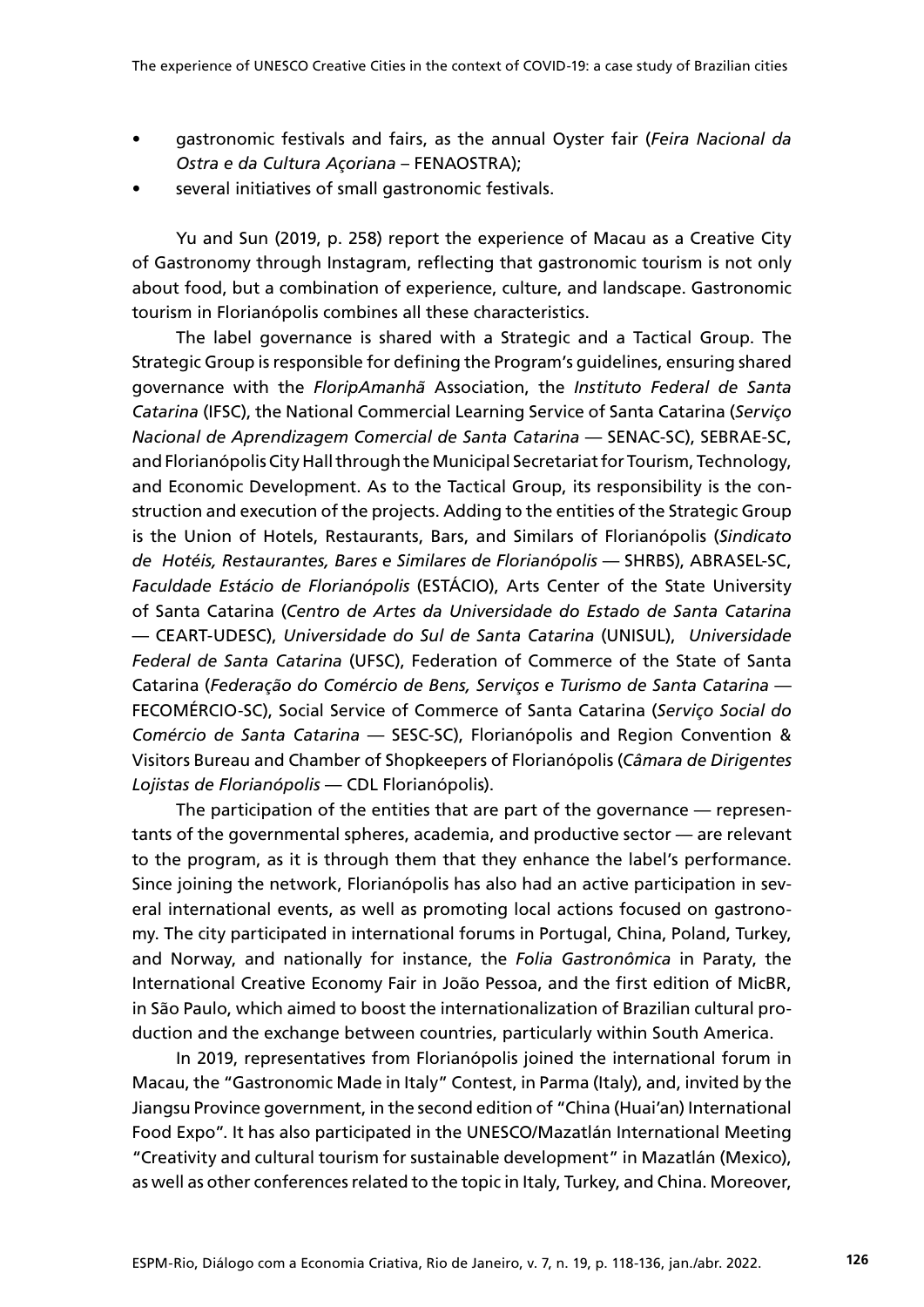- gastronomic festivals and fairs, as the annual Oyster fair (*Feira Nacional da Ostra e da Cultura Açoriana* – FENAOSTRA);
- several initiatives of small gastronomic festivals.

Yu and Sun (2019, p. 258) report the experience of Macau as a Creative City of Gastronomy through Instagram, reflecting that gastronomic tourism is not only about food, but a combination of experience, culture, and landscape. Gastronomic tourism in Florianópolis combines all these characteristics.

The label governance is shared with a Strategic and a Tactical Group. The Strategic Group is responsible for defining the Program's guidelines, ensuring shared governance with the *FloripAmanhã* Association, the *Instituto Federal de Santa Catarina* (IFSC), the National Commercial Learning Service of Santa Catarina (*Serviço Nacional de Aprendizagem Comercial de Santa Catarina* — SENAC-SC), SEBRAE-SC, and Florianópolis City Hall through the Municipal Secretariat for Tourism, Technology, and Economic Development. As to the Tactical Group, its responsibility is the construction and execution of the projects. Adding to the entities of the Strategic Group is the Union of Hotels, Restaurants, Bars, and Similars of Florianópolis (*Sindicato de Hotéis, Restaurantes, Bares e Similares de Florianópolis* — SHRBS), ABRASEL-SC, *Faculdade Estácio de Florianópolis* (ESTÁCIO), Arts Center of the State University of Santa Catarina (*Centro de Artes da Universidade do Estado de Santa Catarina* — CEART-UDESC), *Universidade do Sul de Santa Catarina* (UNISUL), *Universidade Federal de Santa Catarina* (UFSC), Federation of Commerce of the State of Santa Catarina (*Federação do Comércio de Bens, Serviços e Turismo de Santa Catarina* — FECOMÉRCIO-SC), Social Service of Commerce of Santa Catarina (*Serviço Social do Comércio de Santa Catarina* — SESC-SC), Florianópolis and Region Convention & Visitors Bureau and Chamber of Shopkeepers of Florianópolis (*Câmara de Dirigentes Lojistas de Florianópolis* — CDL Florianópolis).

The participation of the entities that are part of the governance — representants of the governmental spheres, academia, and productive sector — are relevant to the program, as it is through them that they enhance the label's performance. Since joining the network, Florianópolis has also had an active participation in several international events, as well as promoting local actions focused on gastronomy. The city participated in international forums in Portugal, China, Poland, Turkey, and Norway, and nationally for instance, the *Folia Gastronômica* in Paraty, the International Creative Economy Fair in João Pessoa, and the first edition of MicBR, in São Paulo, which aimed to boost the internationalization of Brazilian cultural production and the exchange between countries, particularly within South America.

In 2019, representatives from Florianópolis joined the international forum in Macau, the "Gastronomic Made in Italy" Contest, in Parma (Italy), and, invited by the Jiangsu Province government, in the second edition of "China (Huai'an) International Food Expo". It has also participated in the UNESCO/Mazatlán International Meeting "Creativity and cultural tourism for sustainable development" in Mazatlán (Mexico), as well as other conferences related to the topic in Italy, Turkey, and China. Moreover,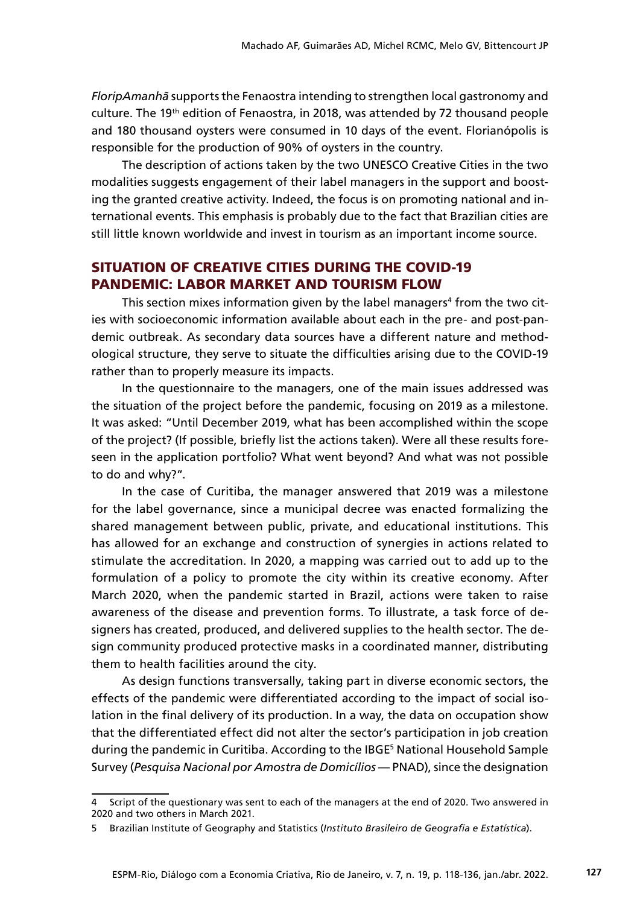*FloripAmanhã* supports the Fenaostra intending to strengthen local gastronomy and culture. The 19th edition of Fenaostra, in 2018, was attended by 72 thousand people and 180 thousand oysters were consumed in 10 days of the event. Florianópolis is responsible for the production of 90% of oysters in the country.

The description of actions taken by the two UNESCO Creative Cities in the two modalities suggests engagement of their label managers in the support and boosting the granted creative activity. Indeed, the focus is on promoting national and international events. This emphasis is probably due to the fact that Brazilian cities are still little known worldwide and invest in tourism as an important income source.

## SITUATION OF CREATIVE CITIES DURING THE COVID-19 PANDEMIC: LABOR MARKET AND TOURISM FLOW

This section mixes information given by the label managers[4] from the two cities with socioeconomic information available about each in the pre- and post-pandemic outbreak. As secondary data sources have a different nature and methodological structure, they serve to situate the difficulties arising due to the COVID-19 rather than to properly measure its impacts.

In the questionnaire to the managers, one of the main issues addressed was the situation of the project before the pandemic, focusing on 2019 as a milestone. It was asked: "Until December 2019, what has been accomplished within the scope of the project? (If possible, briefly list the actions taken). Were all these results foreseen in the application portfolio? What went beyond? And what was not possible to do and why?".

In the case of Curitiba, the manager answered that 2019 was a milestone for the label governance, since a municipal decree was enacted formalizing the shared management between public, private, and educational institutions. This has allowed for an exchange and construction of synergies in actions related to stimulate the accreditation. In 2020, a mapping was carried out to add up to the formulation of a policy to promote the city within its creative economy. After March 2020, when the pandemic started in Brazil, actions were taken to raise awareness of the disease and prevention forms. To illustrate, a task force of designers has created, produced, and delivered supplies to the health sector. The design community produced protective masks in a coordinated manner, distributing them to health facilities around the city.

As design functions transversally, taking part in diverse economic sectors, the effects of the pandemic were differentiated according to the impact of social isolation in the final delivery of its production. In a way, the data on occupation show that the differentiated effect did not alter the sector's participation in job creation during the pandemic in Curitiba. According to the IBGE[5] National Household Sample Survey (*Pesquisa Nacional por Amostra de Domicílios* — PNAD), since the designation

---

4 Script of the questionary was sent to each of the managers at the end of 2020. Two answered in 2020 and two others in March 2021.

5 Brazilian Institute of Geography and Statistics (*Instituto Brasileiro de Geografia e Estatística*).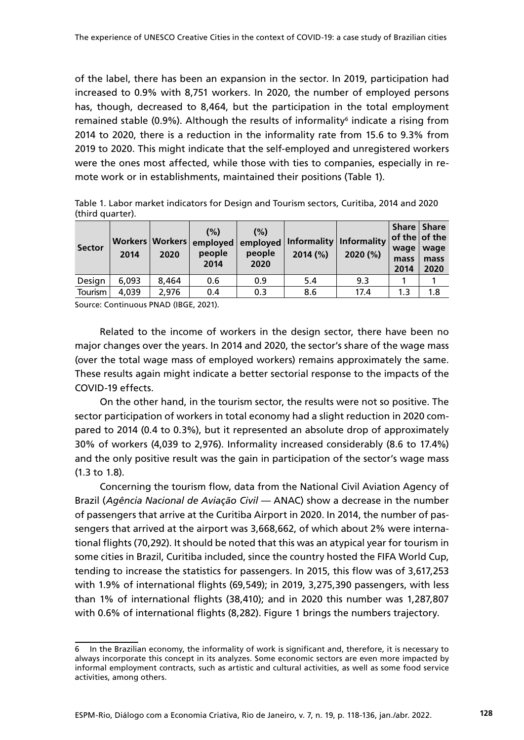of the label, there has been an expansion in the sector. In 2019, participation had increased to 0.9% with 8,751 workers. In 2020, the number of employed persons has, though, decreased to 8,464, but the participation in the total employment remained stable (0.9%). Although the results of informality[6] indicate a rising from 2014 to 2020, there is a reduction in the informality rate from 15.6 to 9.3% from 2019 to 2020. This might indicate that the self-employed and unregistered workers were the ones most affected, while those with ties to companies, especially in remote work or in establishments, maintained their positions (Table 1).

Table 1. Labor market indicators for Design and Tourism sectors, Curitiba, 2014 and 2020 (third quarter).

| Sector | Workers 2014 | Workers 2020 | (%) employed people 2014 | (%) employed people 2020 | Informality 2014 (%) | Informality 2020 (%) | Share of the wage mass 2014 | Share of the wage mass 2020 |
|---|---|---|---|---|---|---|---|---|
| Design | 6,093 | 8,464 | 0.6 | 0.9 | 5.4 | 9.3 | 1 | 1 |
| Tourism | 4,039 | 2,976 | 0.4 | 0.3 | 8.6 | 17.4 | 1.3 | 1.8 |

Source: Continuous PNAD (IBGE, 2021).

Related to the income of workers in the design sector, there have been no major changes over the years. In 2014 and 2020, the sector's share of the wage mass (over the total wage mass of employed workers) remains approximately the same. These results again might indicate a better sectorial response to the impacts of the COVID-19 effects.

On the other hand, in the tourism sector, the results were not so positive. The sector participation of workers in total economy had a slight reduction in 2020 compared to 2014 (0.4 to 0.3%), but it represented an absolute drop of approximately 30% of workers (4,039 to 2,976). Informality increased considerably (8.6 to 17.4%) and the only positive result was the gain in participation of the sector's wage mass (1.3 to 1.8).

Concerning the tourism flow, data from the National Civil Aviation Agency of Brazil (*Agência Nacional de Aviação Civil* — ANAC) show a decrease in the number of passengers that arrive at the Curitiba Airport in 2020. In 2014, the number of passengers that arrived at the airport was 3,668,662, of which about 2% were international flights (70,292). It should be noted that this was an atypical year for tourism in some cities in Brazil, Curitiba included, since the country hosted the FIFA World Cup, tending to increase the statistics for passengers. In 2015, this flow was of 3,617,253 with 1.9% of international flights (69,549); in 2019, 3,275,390 passengers, with less than 1% of international flights (38,410); and in 2020 this number was 1,287,807 with 0.6% of international flights (8,282). Figure 1 brings the numbers trajectory.

6 In the Brazilian economy, the informality of work is significant and, therefore, it is necessary to always incorporate this concept in its analyzes. Some economic sectors are even more impacted by informal employment contracts, such as artistic and cultural activities, as well as some food service activities, among others.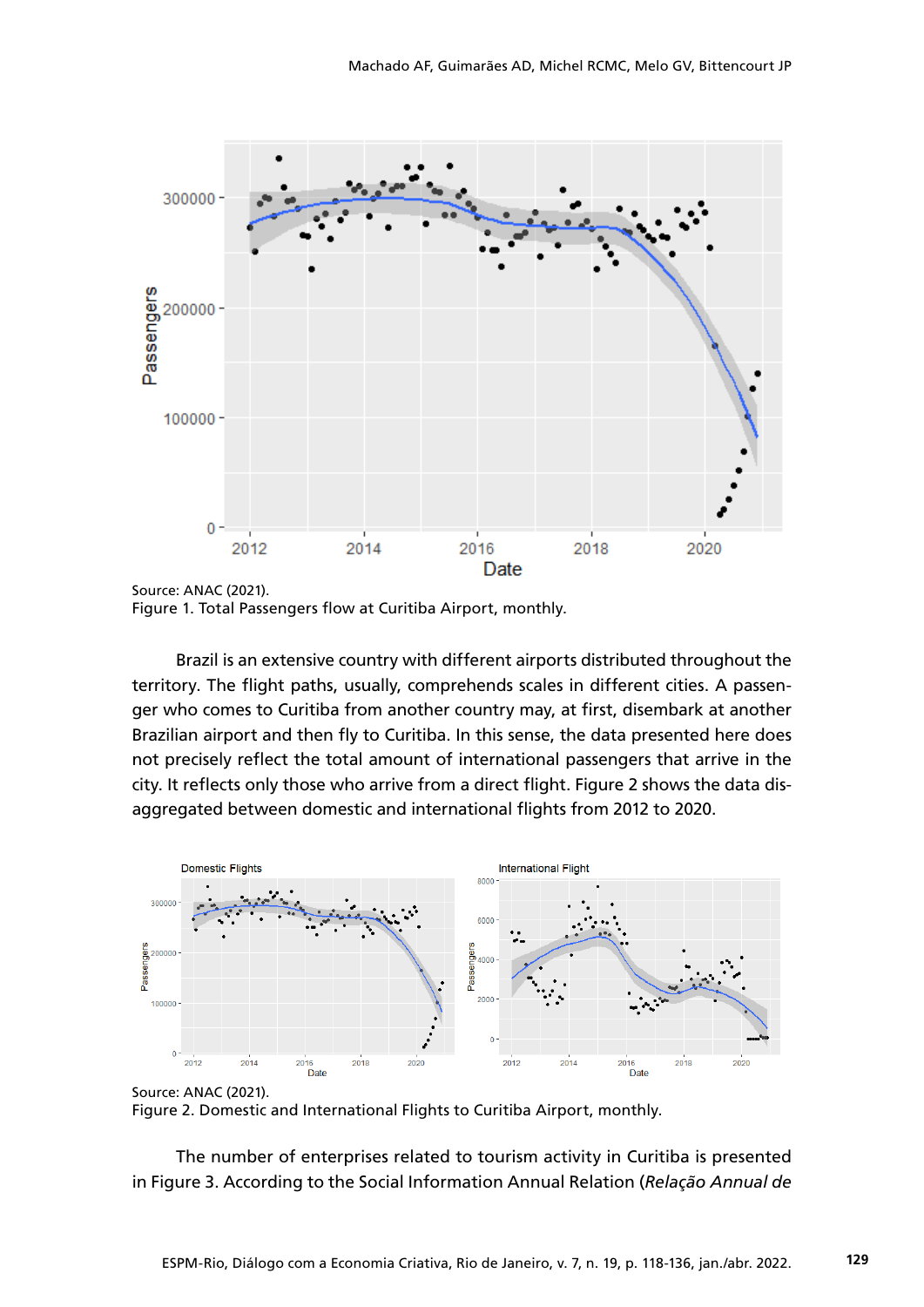Source: ANAC (2021).
Figure 1. Total Passengers flow at Curitiba Airport, monthly.

Brazil is an extensive country with different airports distributed throughout the territory. The flight paths, usually, comprehends scales in different cities. A passenger who comes to Curitiba from another country may, at first, disembark at another Brazilian airport and then fly to Curitiba. In this sense, the data presented here does not precisely reflect the total amount of international passengers that arrive in the city. It reflects only those who arrive from a direct flight. Figure 2 shows the data disaggregated between domestic and international flights from 2012 to 2020.

Source: ANAC (2021).
Figure 2. Domestic and International Flights to Curitiba Airport, monthly.

The number of enterprises related to tourism activity in Curitiba is presented in Figure 3. According to the Social Information Annual Relation (*Relação Annual de*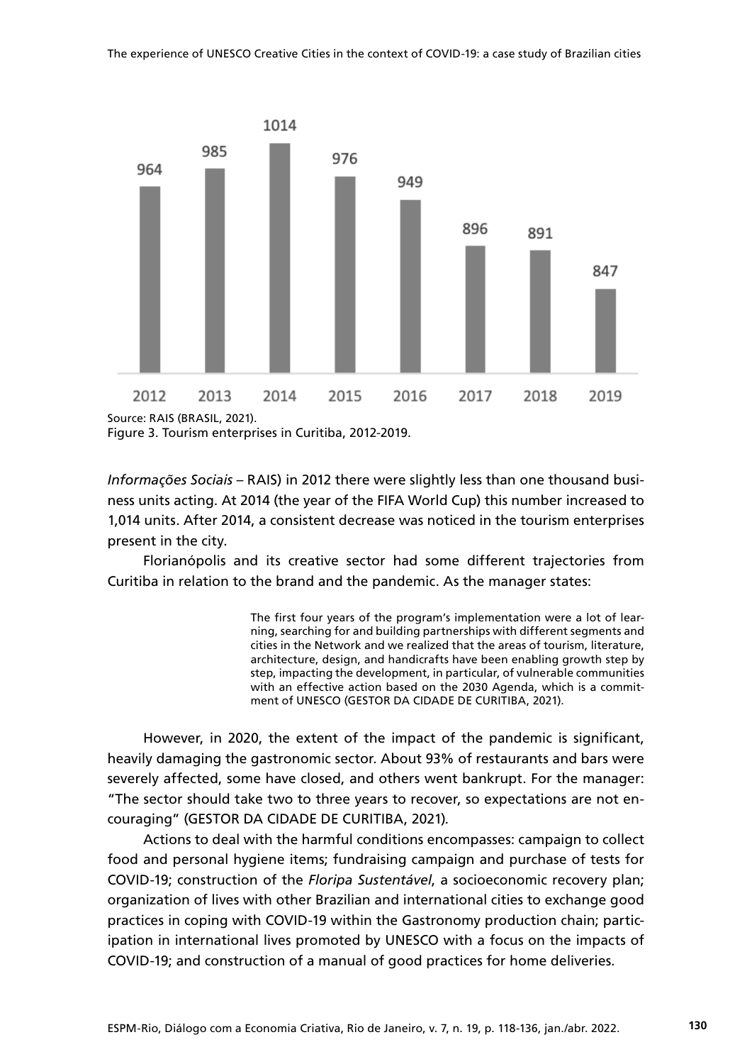| 2012 | 2013 | 2014 | 2015 | 2016 | 2017 | 2018 | 2019 |
|---|---|---|---|---|---|---|---|
| 964 | 985 | 1014 | 976 | 949 | 896 | 891 | 847 |

Source: RAIS (BRASIL, 2021).
Figure 3. Tourism enterprises in Curitiba, 2012-2019.

*Informações Sociais* – RAIS) in 2012 there were slightly less than one thousand business units acting. At 2014 (the year of the FIFA World Cup) this number increased to 1,014 units. After 2014, a consistent decrease was noticed in the tourism enterprises present in the city.

Florianópolis and its creative sector had some different trajectories from Curitiba in relation to the brand and the pandemic. As the manager states:

> The first four years of the program's implementation were a lot of learning, searching for and building partnerships with different segments and cities in the Network and we realized that the areas of tourism, literature, architecture, design, and handicrafts have been enabling growth step by step, impacting the development, in particular, of vulnerable communities with an effective action based on the 2030 Agenda, which is a commitment of UNESCO (GESTOR DA CIDADE DE CURITIBA, 2021).

However, in 2020, the extent of the impact of the pandemic is significant, heavily damaging the gastronomic sector. About 93% of restaurants and bars were severely affected, some have closed, and others went bankrupt. For the manager: "The sector should take two to three years to recover, so expectations are not encouraging" (GESTOR DA CIDADE DE CURITIBA, 2021)*.*

Actions to deal with the harmful conditions encompasses: campaign to collect food and personal hygiene items; fundraising campaign and purchase of tests for COVID-19; construction of the *Floripa Sustentável*, a socioeconomic recovery plan; organization of lives with other Brazilian and international cities to exchange good practices in coping with COVID-19 within the Gastronomy production chain; participation in international lives promoted by UNESCO with a focus on the impacts of COVID-19; and construction of a manual of good practices for home deliveries*.*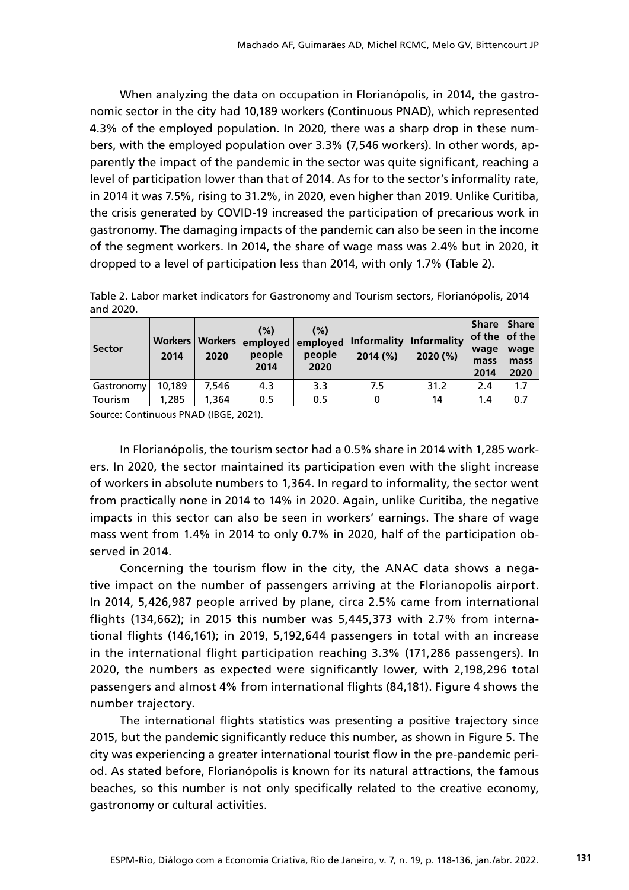When analyzing the data on occupation in Florianópolis, in 2014, the gastronomic sector in the city had 10,189 workers (Continuous PNAD), which represented 4.3% of the employed population. In 2020, there was a sharp drop in these numbers, with the employed population over 3.3% (7,546 workers). In other words, apparently the impact of the pandemic in the sector was quite significant, reaching a level of participation lower than that of 2014. As for to the sector's informality rate, in 2014 it was 7.5%, rising to 31.2%, in 2020, even higher than 2019. Unlike Curitiba, the crisis generated by COVID-19 increased the participation of precarious work in gastronomy. The damaging impacts of the pandemic can also be seen in the income of the segment workers. In 2014, the share of wage mass was 2.4% but in 2020, it dropped to a level of participation less than 2014, with only 1.7% (Table 2).

Table 2. Labor market indicators for Gastronomy and Tourism sectors, Florianópolis, 2014 and 2020.

| Sector | Workers 2014 | Workers 2020 | (%) employed people 2014 | (%) employed people 2020 | Informality 2014 (%) | Informality 2020 (%) | Share of the wage mass 2014 | Share of the wage mass 2020 |
|---|---|---|---|---|---|---|---|---|
| Gastronomy | 10,189 | 7,546 | 4.3 | 3.3 | 7.5 | 31.2 | 2.4 | 1.7 |
| Tourism | 1,285 | 1,364 | 0.5 | 0.5 | 0 | 14 | 1.4 | 0.7 |

Source: Continuous PNAD (IBGE, 2021).

In Florianópolis, the tourism sector had a 0.5% share in 2014 with 1,285 workers. In 2020, the sector maintained its participation even with the slight increase of workers in absolute numbers to 1,364. In regard to informality, the sector went from practically none in 2014 to 14% in 2020. Again, unlike Curitiba, the negative impacts in this sector can also be seen in workers' earnings. The share of wage mass went from 1.4% in 2014 to only 0.7% in 2020, half of the participation observed in 2014.

Concerning the tourism flow in the city, the ANAC data shows a negative impact on the number of passengers arriving at the Florianopolis airport. In 2014, 5,426,987 people arrived by plane, circa 2.5% came from international flights (134,662); in 2015 this number was 5,445,373 with 2.7% from international flights (146,161); in 2019, 5,192,644 passengers in total with an increase in the international flight participation reaching 3.3% (171,286 passengers). In 2020, the numbers as expected were significantly lower, with 2,198,296 total passengers and almost 4% from international flights (84,181). Figure 4 shows the number trajectory.

The international flights statistics was presenting a positive trajectory since 2015, but the pandemic significantly reduce this number, as shown in Figure 5. The city was experiencing a greater international tourist flow in the pre-pandemic period. As stated before, Florianópolis is known for its natural attractions, the famous beaches, so this number is not only specifically related to the creative economy, gastronomy or cultural activities.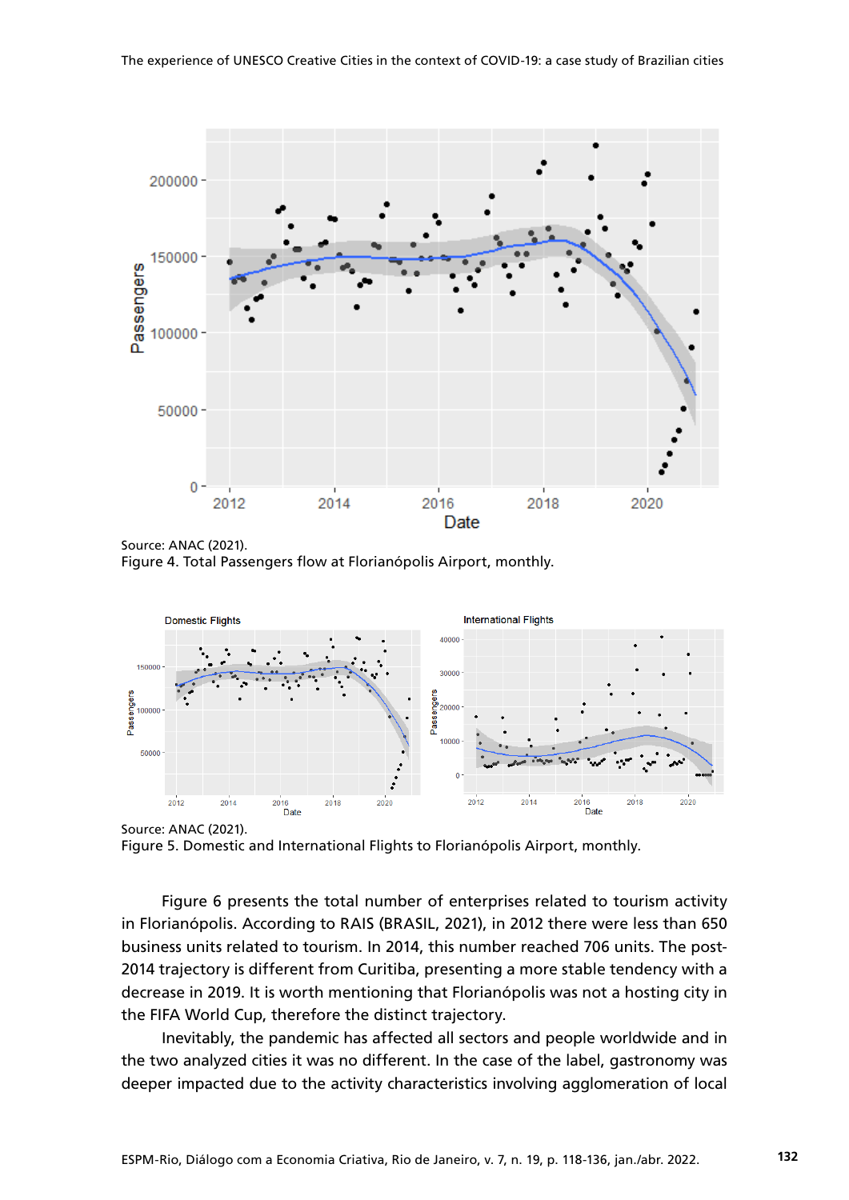Source: ANAC (2021).
Figure 4. Total Passengers flow at Florianópolis Airport, monthly.

Source: ANAC (2021).
Figure 5. Domestic and International Flights to Florianópolis Airport, monthly.

Figure 6 presents the total number of enterprises related to tourism activity in Florianópolis. According to RAIS (BRASIL, 2021), in 2012 there were less than 650 business units related to tourism. In 2014, this number reached 706 units. The post-2014 trajectory is different from Curitiba, presenting a more stable tendency with a decrease in 2019. It is worth mentioning that Florianópolis was not a hosting city in the FIFA World Cup, therefore the distinct trajectory.

Inevitably, the pandemic has affected all sectors and people worldwide and in the two analyzed cities it was no different. In the case of the label, gastronomy was deeper impacted due to the activity characteristics involving agglomeration of local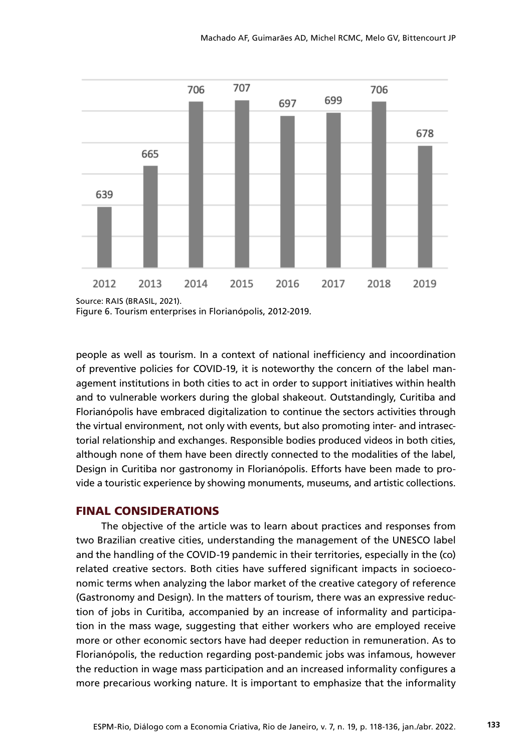| 2012 | 2013 | 2014 | 2015 | 2016 | 2017 | 2018 | 2019 |
|---|---|---|---|---|---|---|---|
| 639 | 665 | 706 | 707 | 697 | 699 | 706 | 678 |

Source: RAIS (BRASIL, 2021).
Figure 6. Tourism enterprises in Florianópolis, 2012-2019.

people as well as tourism. In a context of national inefficiency and incoordination of preventive policies for COVID-19, it is noteworthy the concern of the label management institutions in both cities to act in order to support initiatives within health and to vulnerable workers during the global shakeout. Outstandingly, Curitiba and Florianópolis have embraced digitalization to continue the sectors activities through the virtual environment, not only with events, but also promoting inter- and intrasectorial relationship and exchanges. Responsible bodies produced videos in both cities, although none of them have been directly connected to the modalities of the label, Design in Curitiba nor gastronomy in Florianópolis. Efforts have been made to provide a touristic experience by showing monuments, museums, and artistic collections.

## FINAL CONSIDERATIONS

The objective of the article was to learn about practices and responses from two Brazilian creative cities, understanding the management of the UNESCO label and the handling of the COVID-19 pandemic in their territories, especially in the (co) related creative sectors. Both cities have suffered significant impacts in socioeconomic terms when analyzing the labor market of the creative category of reference (Gastronomy and Design). In the matters of tourism, there was an expressive reduction of jobs in Curitiba, accompanied by an increase of informality and participation in the mass wage, suggesting that either workers who are employed receive more or other economic sectors have had deeper reduction in remuneration. As to Florianópolis, the reduction regarding post-pandemic jobs was infamous, however the reduction in wage mass participation and an increased informality configures a more precarious working nature. It is important to emphasize that the informality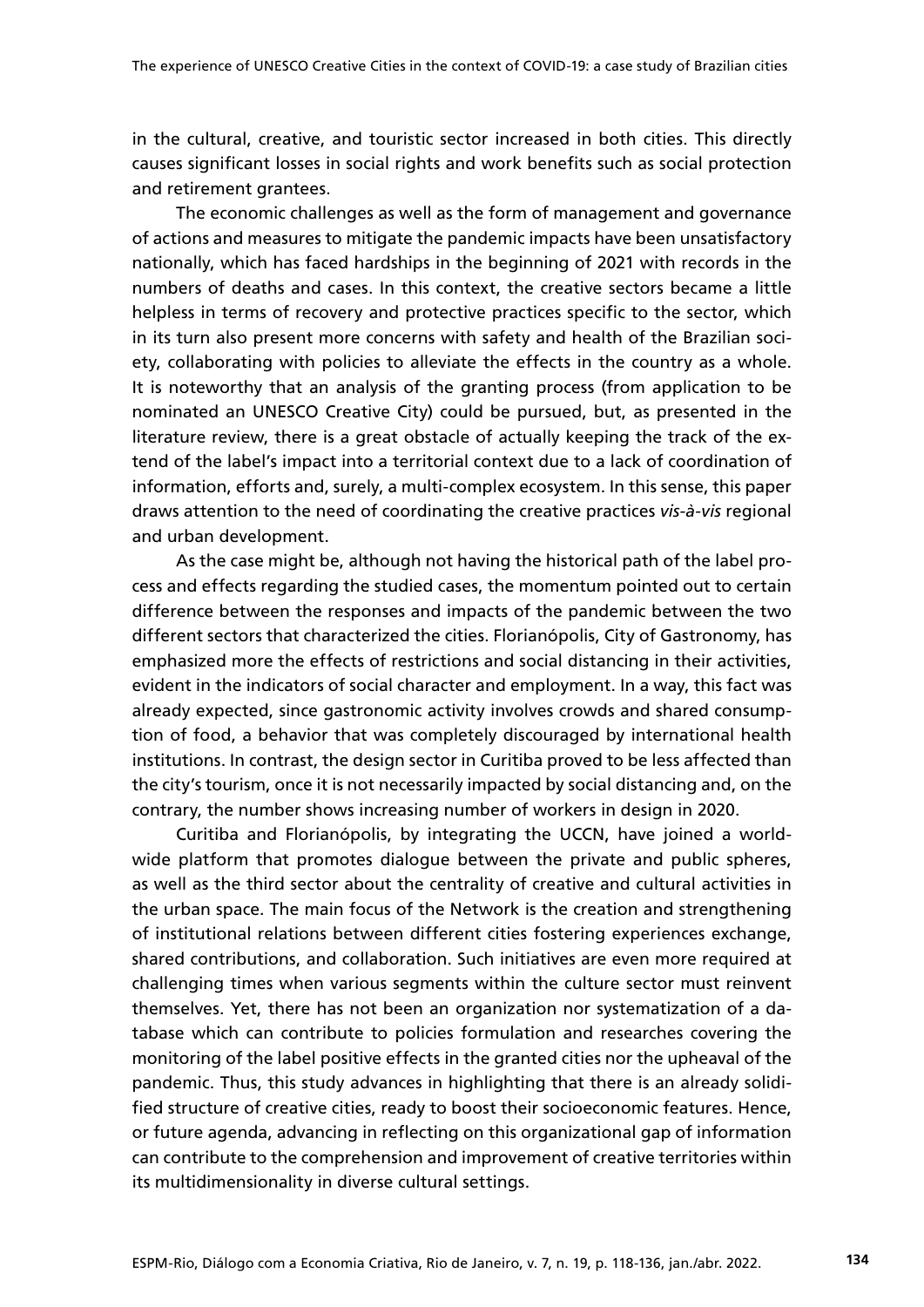in the cultural, creative, and touristic sector increased in both cities. This directly causes significant losses in social rights and work benefits such as social protection and retirement grantees.

The economic challenges as well as the form of management and governance of actions and measures to mitigate the pandemic impacts have been unsatisfactory nationally, which has faced hardships in the beginning of 2021 with records in the numbers of deaths and cases. In this context, the creative sectors became a little helpless in terms of recovery and protective practices specific to the sector, which in its turn also present more concerns with safety and health of the Brazilian society, collaborating with policies to alleviate the effects in the country as a whole. It is noteworthy that an analysis of the granting process (from application to be nominated an UNESCO Creative City) could be pursued, but, as presented in the literature review, there is a great obstacle of actually keeping the track of the extend of the label's impact into a territorial context due to a lack of coordination of information, efforts and, surely, a multi-complex ecosystem. In this sense, this paper draws attention to the need of coordinating the creative practices *vis-à-vis* regional and urban development.

As the case might be, although not having the historical path of the label process and effects regarding the studied cases, the momentum pointed out to certain difference between the responses and impacts of the pandemic between the two different sectors that characterized the cities. Florianópolis, City of Gastronomy, has emphasized more the effects of restrictions and social distancing in their activities, evident in the indicators of social character and employment. In a way, this fact was already expected, since gastronomic activity involves crowds and shared consumption of food, a behavior that was completely discouraged by international health institutions. In contrast, the design sector in Curitiba proved to be less affected than the city's tourism, once it is not necessarily impacted by social distancing and, on the contrary, the number shows increasing number of workers in design in 2020.

Curitiba and Florianópolis, by integrating the UCCN, have joined a worldwide platform that promotes dialogue between the private and public spheres, as well as the third sector about the centrality of creative and cultural activities in the urban space. The main focus of the Network is the creation and strengthening of institutional relations between different cities fostering experiences exchange, shared contributions, and collaboration. Such initiatives are even more required at challenging times when various segments within the culture sector must reinvent themselves. Yet, there has not been an organization nor systematization of a database which can contribute to policies formulation and researches covering the monitoring of the label positive effects in the granted cities nor the upheaval of the pandemic. Thus, this study advances in highlighting that there is an already solidified structure of creative cities, ready to boost their socioeconomic features. Hence, or future agenda, advancing in reflecting on this organizational gap of information can contribute to the comprehension and improvement of creative territories within its multidimensionality in diverse cultural settings.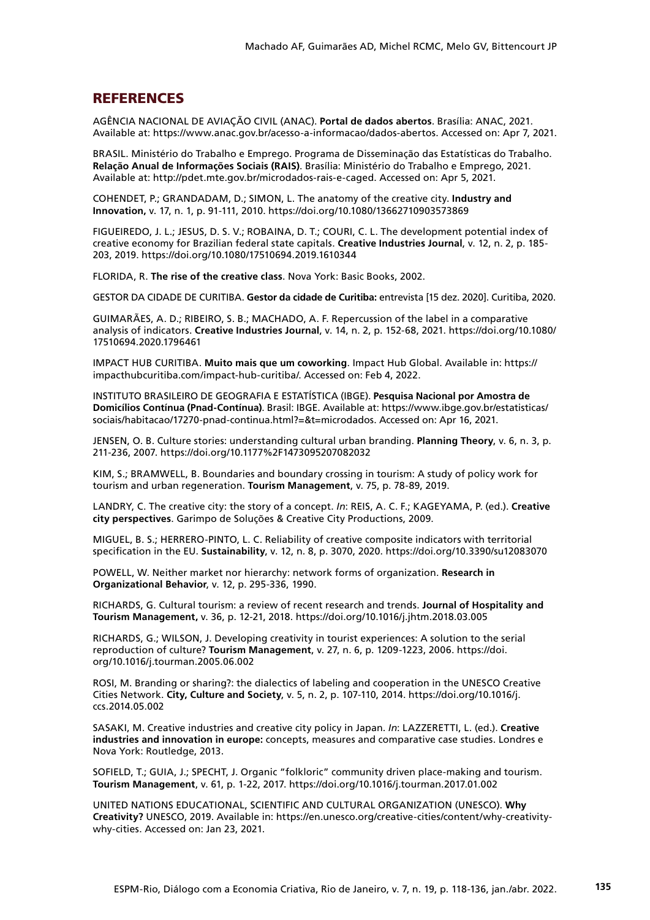## REFERENCES

AGÊNCIA NACIONAL DE AVIAÇÃO CIVIL (ANAC). **Portal de dados abertos**. Brasília: ANAC, 2021. Available at: https://www.anac.gov.br/acesso-a-informacao/dados-abertos. Accessed on: Apr 7, 2021.

BRASIL. Ministério do Trabalho e Emprego. Programa de Disseminação das Estatísticas do Trabalho. **Relação Anual de Informações Sociais (RAIS)**. Brasília: Ministério do Trabalho e Emprego, 2021. Available at: http://pdet.mte.gov.br/microdados-rais-e-caged. Accessed on: Apr 5, 2021.

COHENDET, P.; GRANDADAM, D.; SIMON, L. The anatomy of the creative city. **Industry and Innovation,** v. 17, n. 1, p. 91-111, 2010. https://doi.org/10.1080/13662710903573869

FIGUEIREDO, J. L.; JESUS, D. S. V.; ROBAINA, D. T.; COURI, C. L. The development potential index of creative economy for Brazilian federal state capitals. **Creative Industries Journal**, v. 12, n. 2, p. 185-203, 2019. https://doi.org/10.1080/17510694.2019.1610344

FLORIDA, R. **The rise of the creative class**. Nova York: Basic Books, 2002.

GESTOR DA CIDADE DE CURITIBA. **Gestor da cidade de Curitiba:** entrevista [15 dez. 2020]. Curitiba, 2020.

GUIMARÃES, A. D.; RIBEIRO, S. B.; MACHADO, A. F. Repercussion of the label in a comparative analysis of indicators. **Creative Industries Journal**, v. 14, n. 2, p. 152-68, 2021. https://doi.org/10.1080/17510694.2020.1796461

IMPACT HUB CURITIBA. **Muito mais que um coworking**. Impact Hub Global. Available in: https://impacthubcuritiba.com/impact-hub-curitiba/. Accessed on: Feb 4, 2022.

INSTITUTO BRASILEIRO DE GEOGRAFIA E ESTATÍSTICA (IBGE). **Pesquisa Nacional por Amostra de Domicílios Contínua (Pnad-Contínua)**. Brasil: IBGE. Available at: https://www.ibge.gov.br/estatisticas/sociais/habitacao/17270-pnad-continua.html?=&t=microdados. Accessed on: Apr 16, 2021.

JENSEN, O. B. Culture stories: understanding cultural urban branding. **Planning Theory**, v. 6, n. 3, p. 211-236, 2007. https://doi.org/10.1177%2F1473095207082032

KIM, S.; BRAMWELL, B. Boundaries and boundary crossing in tourism: A study of policy work for tourism and urban regeneration. **Tourism Management**, v. 75, p. 78-89, 2019.

LANDRY, C. The creative city: the story of a concept. *In*: REIS, A. C. F.; KAGEYAMA, P. (ed.). **Creative city perspectives**. Garimpo de Soluções & Creative City Productions, 2009.

MIGUEL, B. S.; HERRERO-PINTO, L. C. Reliability of creative composite indicators with territorial specification in the EU. **Sustainability**, v. 12, n. 8, p. 3070, 2020. https://doi.org/10.3390/su12083070

POWELL, W. Neither market nor hierarchy: network forms of organization. **Research in Organizational Behavior,** v. 12, p. 295-336, 1990.

RICHARDS, G. Cultural tourism: a review of recent research and trends. **Journal of Hospitality and Tourism Management,** v. 36, p. 12-21, 2018. https://doi.org/10.1016/j.jhtm.2018.03.005

RICHARDS, G.; WILSON, J. Developing creativity in tourist experiences: A solution to the serial reproduction of culture? **Tourism Management**, v. 27, n. 6, p. 1209-1223, 2006. https://doi.org/10.1016/j.tourman.2005.06.002

ROSI, M. Branding or sharing?: the dialectics of labeling and cooperation in the UNESCO Creative Cities Network. **City, Culture and Society**, v. 5, n. 2, p. 107-110, 2014. https://doi.org/10.1016/j.ccs.2014.05.002

SASAKI, M. Creative industries and creative city policy in Japan. *In*: LAZZERETTI, L. (ed.). **Creative industries and innovation in europe:** concepts, measures and comparative case studies. Londres e Nova York: Routledge, 2013.

SOFIELD, T.; GUIA, J.; SPECHT, J. Organic "folkloric" community driven place-making and tourism. **Tourism Management**, v. 61, p. 1-22, 2017. https://doi.org/10.1016/j.tourman.2017.01.002

UNITED NATIONS EDUCATIONAL, SCIENTIFIC AND CULTURAL ORGANIZATION (UNESCO). **Why Creativity?** UNESCO, 2019. Available in: https://en.unesco.org/creative-cities/content/why-creativity-why-cities. Accessed on: Jan 23, 2021.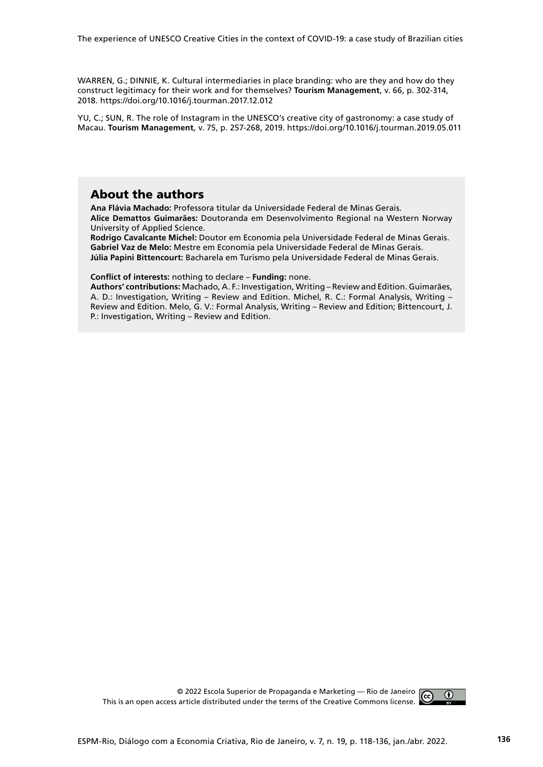WARREN, G.; DINNIE, K. Cultural intermediaries in place branding: who are they and how do they construct legitimacy for their work and for themselves? **Tourism Management**, v. 66, p. 302-314, 2018. https://doi.org/10.1016/j.tourman.2017.12.012

YU, C.; SUN, R. The role of Instagram in the UNESCO's creative city of gastronomy: a case study of Macau. **Tourism Management**, v. 75, p. 257-268, 2019. https://doi.org/10.1016/j.tourman.2019.05.011

## About the authors

**Ana Flávia Machado:** Professora titular da Universidade Federal de Minas Gerais.
**Alice Demattos Guimarães:** Doutoranda em Desenvolvimento Regional na Western Norway University of Applied Science.
**Rodrigo Cavalcante Michel:** Doutor em Economia pela Universidade Federal de Minas Gerais.
**Gabriel Vaz de Melo:** Mestre em Economia pela Universidade Federal de Minas Gerais.
**Júlia Papini Bittencourt:** Bacharela em Turismo pela Universidade Federal de Minas Gerais.

**Conflict of interests:** nothing to declare – **Funding:** none.
**Authors' contributions:** Machado, A. F.: Investigation, Writing – Review and Edition. Guimarães, A. D.: Investigation, Writing – Review and Edition. Michel, R. C.: Formal Analysis, Writing – Review and Edition. Melo, G. V.: Formal Analysis, Writing – Review and Edition; Bittencourt, J. P.: Investigation, Writing – Review and Edition.

© 2022 Escola Superior de Propaganda e Marketing — Rio de Janeiro
This is an open access article distributed under the terms of the Creative Commons license.